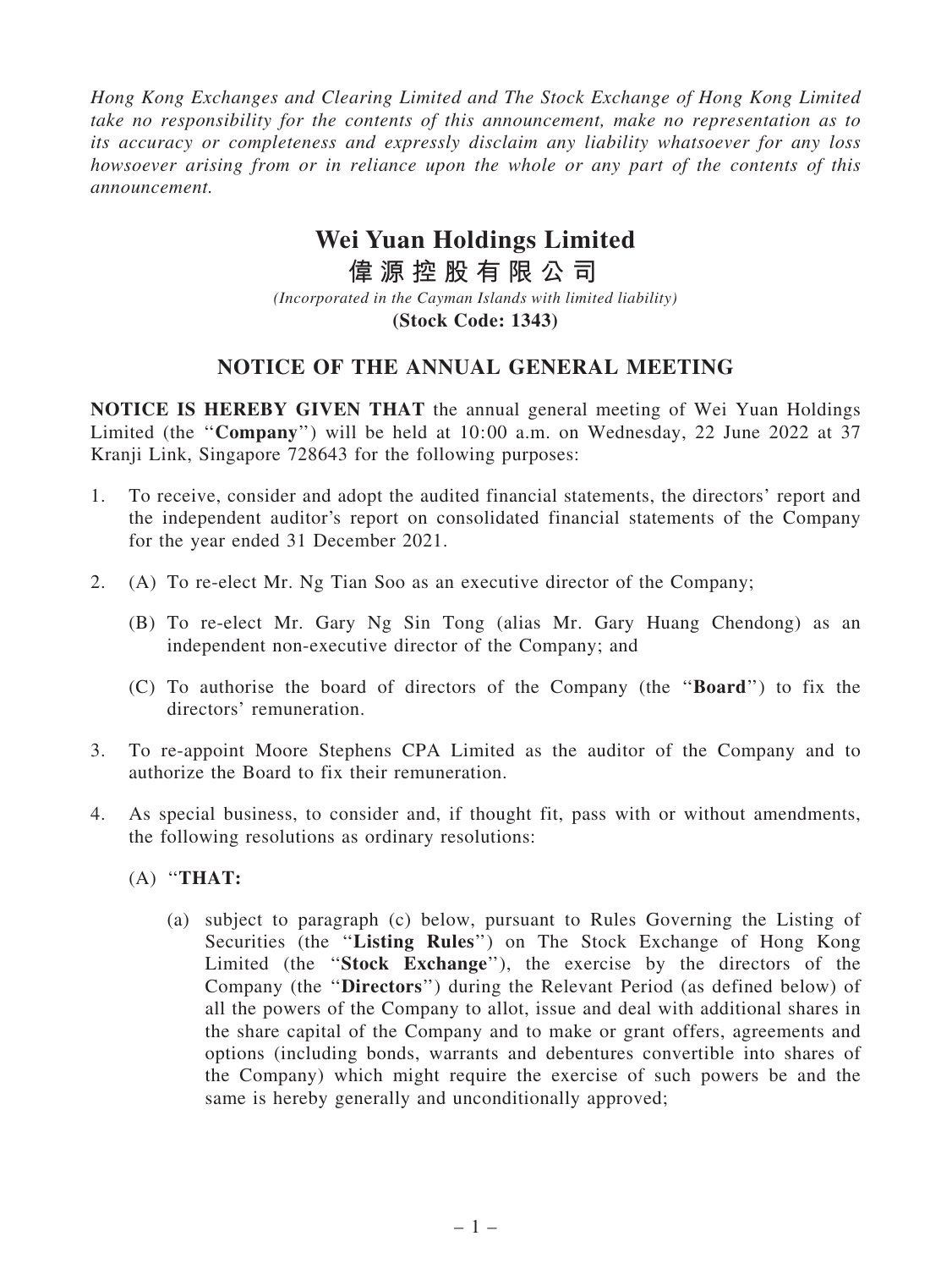*Hong Kong Exchanges and Clearing Limited and The Stock Exchange of Hong Kong Limited take no responsibility for the contents of this announcement, make no representation as to its accuracy or completeness and expressly disclaim any liability whatsoever for any loss howsoever arising from or in reliance upon the whole or any part of the contents of this announcement.*

# Wei Yuan Holdings Limited
# 偉源控股有限公司

*(Incorporated in the Cayman Islands with limited liability)*
**(Stock Code: 1343)**

## NOTICE OF THE ANNUAL GENERAL MEETING

**NOTICE IS HEREBY GIVEN THAT** the annual general meeting of Wei Yuan Holdings Limited (the "**Company**") will be held at 10:00 a.m. on Wednesday, 22 June 2022 at 37 Kranji Link, Singapore 728643 for the following purposes:

1. To receive, consider and adopt the audited financial statements, the directors' report and the independent auditor's report on consolidated financial statements of the Company for the year ended 31 December 2021.

2. (A) To re-elect Mr. Ng Tian Soo as an executive director of the Company;

   (B) To re-elect Mr. Gary Ng Sin Tong (alias Mr. Gary Huang Chendong) as an independent non-executive director of the Company; and

   (C) To authorise the board of directors of the Company (the "**Board**") to fix the directors' remuneration.

3. To re-appoint Moore Stephens CPA Limited as the auditor of the Company and to authorize the Board to fix their remuneration.

4. As special business, to consider and, if thought fit, pass with or without amendments, the following resolutions as ordinary resolutions:

   (A) "**THAT:**

   (a) subject to paragraph (c) below, pursuant to Rules Governing the Listing of Securities (the "**Listing Rules**") on The Stock Exchange of Hong Kong Limited (the "**Stock Exchange**"), the exercise by the directors of the Company (the "**Directors**") during the Relevant Period (as defined below) of all the powers of the Company to allot, issue and deal with additional shares in the share capital of the Company and to make or grant offers, agreements and options (including bonds, warrants and debentures convertible into shares of the Company) which might require the exercise of such powers be and the same is hereby generally and unconditionally approved;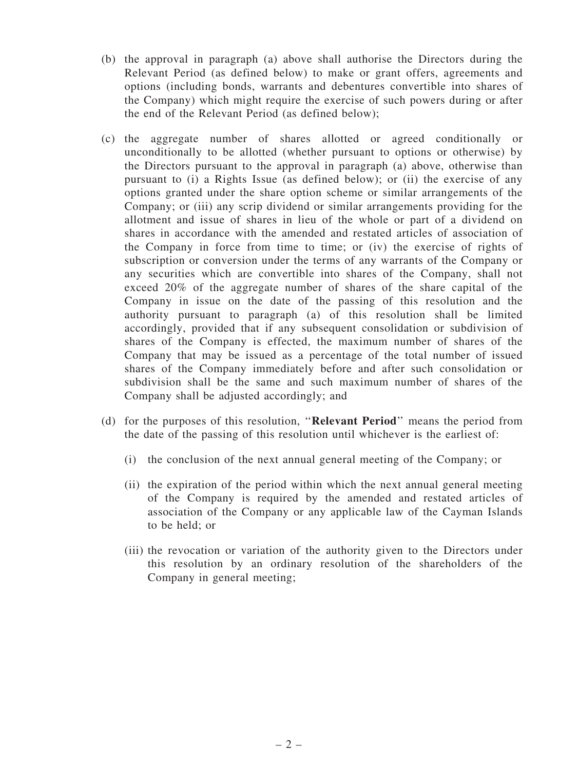(b) the approval in paragraph (a) above shall authorise the Directors during the Relevant Period (as defined below) to make or grant offers, agreements and options (including bonds, warrants and debentures convertible into shares of the Company) which might require the exercise of such powers during or after the end of the Relevant Period (as defined below);

(c) the aggregate number of shares allotted or agreed conditionally or unconditionally to be allotted (whether pursuant to options or otherwise) by the Directors pursuant to the approval in paragraph (a) above, otherwise than pursuant to (i) a Rights Issue (as defined below); or (ii) the exercise of any options granted under the share option scheme or similar arrangements of the Company; or (iii) any scrip dividend or similar arrangements providing for the allotment and issue of shares in lieu of the whole or part of a dividend on shares in accordance with the amended and restated articles of association of the Company in force from time to time; or (iv) the exercise of rights of subscription or conversion under the terms of any warrants of the Company or any securities which are convertible into shares of the Company, shall not exceed 20% of the aggregate number of shares of the share capital of the Company in issue on the date of the passing of this resolution and the authority pursuant to paragraph (a) of this resolution shall be limited accordingly, provided that if any subsequent consolidation or subdivision of shares of the Company is effected, the maximum number of shares of the Company that may be issued as a percentage of the total number of issued shares of the Company immediately before and after such consolidation or subdivision shall be the same and such maximum number of shares of the Company shall be adjusted accordingly; and

(d) for the purposes of this resolution, "**Relevant Period**" means the period from the date of the passing of this resolution until whichever is the earliest of:

(i) the conclusion of the next annual general meeting of the Company; or

(ii) the expiration of the period within which the next annual general meeting of the Company is required by the amended and restated articles of association of the Company or any applicable law of the Cayman Islands to be held; or

(iii) the revocation or variation of the authority given to the Directors under this resolution by an ordinary resolution of the shareholders of the Company in general meeting;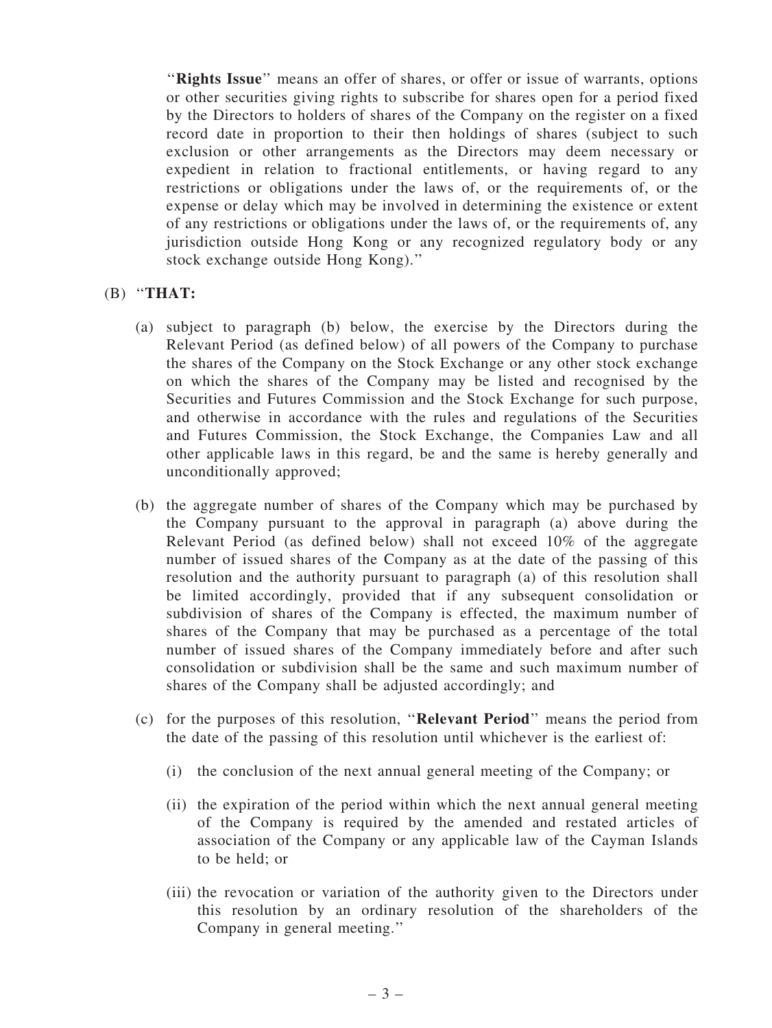"**Rights Issue**" means an offer of shares, or offer or issue of warrants, options or other securities giving rights to subscribe for shares open for a period fixed by the Directors to holders of shares of the Company on the register on a fixed record date in proportion to their then holdings of shares (subject to such exclusion or other arrangements as the Directors may deem necessary or expedient in relation to fractional entitlements, or having regard to any restrictions or obligations under the laws of, or the requirements of, or the expense or delay which may be involved in determining the existence or extent of any restrictions or obligations under the laws of, or the requirements of, any jurisdiction outside Hong Kong or any recognized regulatory body or any stock exchange outside Hong Kong)."

(B) "**THAT:**

(a) subject to paragraph (b) below, the exercise by the Directors during the Relevant Period (as defined below) of all powers of the Company to purchase the shares of the Company on the Stock Exchange or any other stock exchange on which the shares of the Company may be listed and recognised by the Securities and Futures Commission and the Stock Exchange for such purpose, and otherwise in accordance with the rules and regulations of the Securities and Futures Commission, the Stock Exchange, the Companies Law and all other applicable laws in this regard, be and the same is hereby generally and unconditionally approved;

(b) the aggregate number of shares of the Company which may be purchased by the Company pursuant to the approval in paragraph (a) above during the Relevant Period (as defined below) shall not exceed 10% of the aggregate number of issued shares of the Company as at the date of the passing of this resolution and the authority pursuant to paragraph (a) of this resolution shall be limited accordingly, provided that if any subsequent consolidation or subdivision of shares of the Company is effected, the maximum number of shares of the Company that may be purchased as a percentage of the total number of issued shares of the Company immediately before and after such consolidation or subdivision shall be the same and such maximum number of shares of the Company shall be adjusted accordingly; and

(c) for the purposes of this resolution, "**Relevant Period**" means the period from the date of the passing of this resolution until whichever is the earliest of:

(i) the conclusion of the next annual general meeting of the Company; or

(ii) the expiration of the period within which the next annual general meeting of the Company is required by the amended and restated articles of association of the Company or any applicable law of the Cayman Islands to be held; or

(iii) the revocation or variation of the authority given to the Directors under this resolution by an ordinary resolution of the shareholders of the Company in general meeting."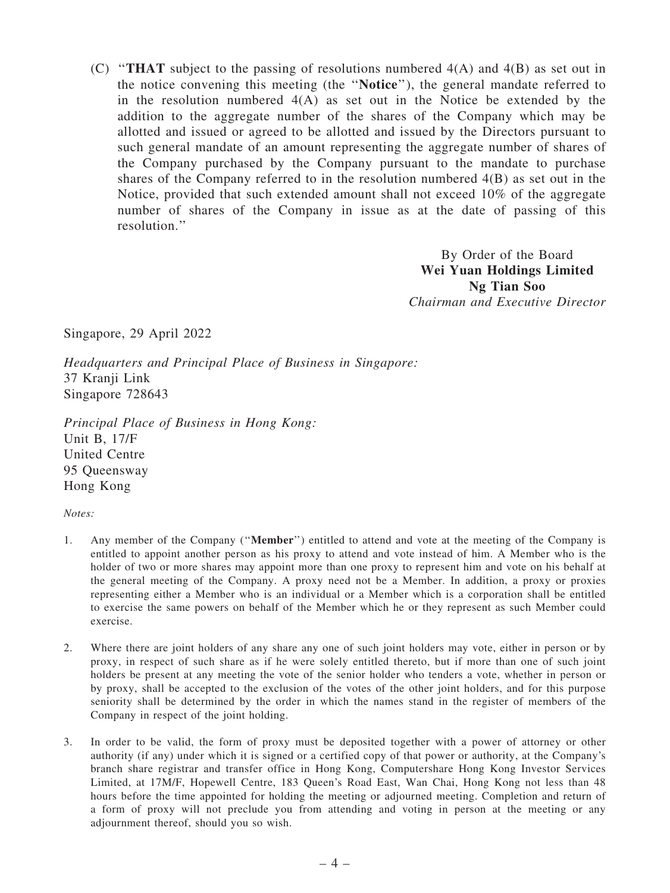(C) "**THAT** subject to the passing of resolutions numbered 4(A) and 4(B) as set out in the notice convening this meeting (the "**Notice**"), the general mandate referred to in the resolution numbered 4(A) as set out in the Notice be extended by the addition to the aggregate number of the shares of the Company which may be allotted and issued or agreed to be allotted and issued by the Directors pursuant to such general mandate of an amount representing the aggregate number of shares of the Company purchased by the Company pursuant to the mandate to purchase shares of the Company referred to in the resolution numbered 4(B) as set out in the Notice, provided that such extended amount shall not exceed 10% of the aggregate number of shares of the Company in issue as at the date of passing of this resolution."

By Order of the Board
**Wei Yuan Holdings Limited**
**Ng Tian Soo**
*Chairman and Executive Director*

Singapore, 29 April 2022

*Headquarters and Principal Place of Business in Singapore:*
37 Kranji Link
Singapore 728643

*Principal Place of Business in Hong Kong:*
Unit B, 17/F
United Centre
95 Queensway
Hong Kong

*Notes:*

1. Any member of the Company ("**Member**") entitled to attend and vote at the meeting of the Company is entitled to appoint another person as his proxy to attend and vote instead of him. A Member who is the holder of two or more shares may appoint more than one proxy to represent him and vote on his behalf at the general meeting of the Company. A proxy need not be a Member. In addition, a proxy or proxies representing either a Member who is an individual or a Member which is a corporation shall be entitled to exercise the same powers on behalf of the Member which he or they represent as such Member could exercise.

2. Where there are joint holders of any share any one of such joint holders may vote, either in person or by proxy, in respect of such share as if he were solely entitled thereto, but if more than one of such joint holders be present at any meeting the vote of the senior holder who tenders a vote, whether in person or by proxy, shall be accepted to the exclusion of the votes of the other joint holders, and for this purpose seniority shall be determined by the order in which the names stand in the register of members of the Company in respect of the joint holding.

3. In order to be valid, the form of proxy must be deposited together with a power of attorney or other authority (if any) under which it is signed or a certified copy of that power or authority, at the Company's branch share registrar and transfer office in Hong Kong, Computershare Hong Kong Investor Services Limited, at 17M/F, Hopewell Centre, 183 Queen's Road East, Wan Chai, Hong Kong not less than 48 hours before the time appointed for holding the meeting or adjourned meeting. Completion and return of a form of proxy will not preclude you from attending and voting in person at the meeting or any adjournment thereof, should you so wish.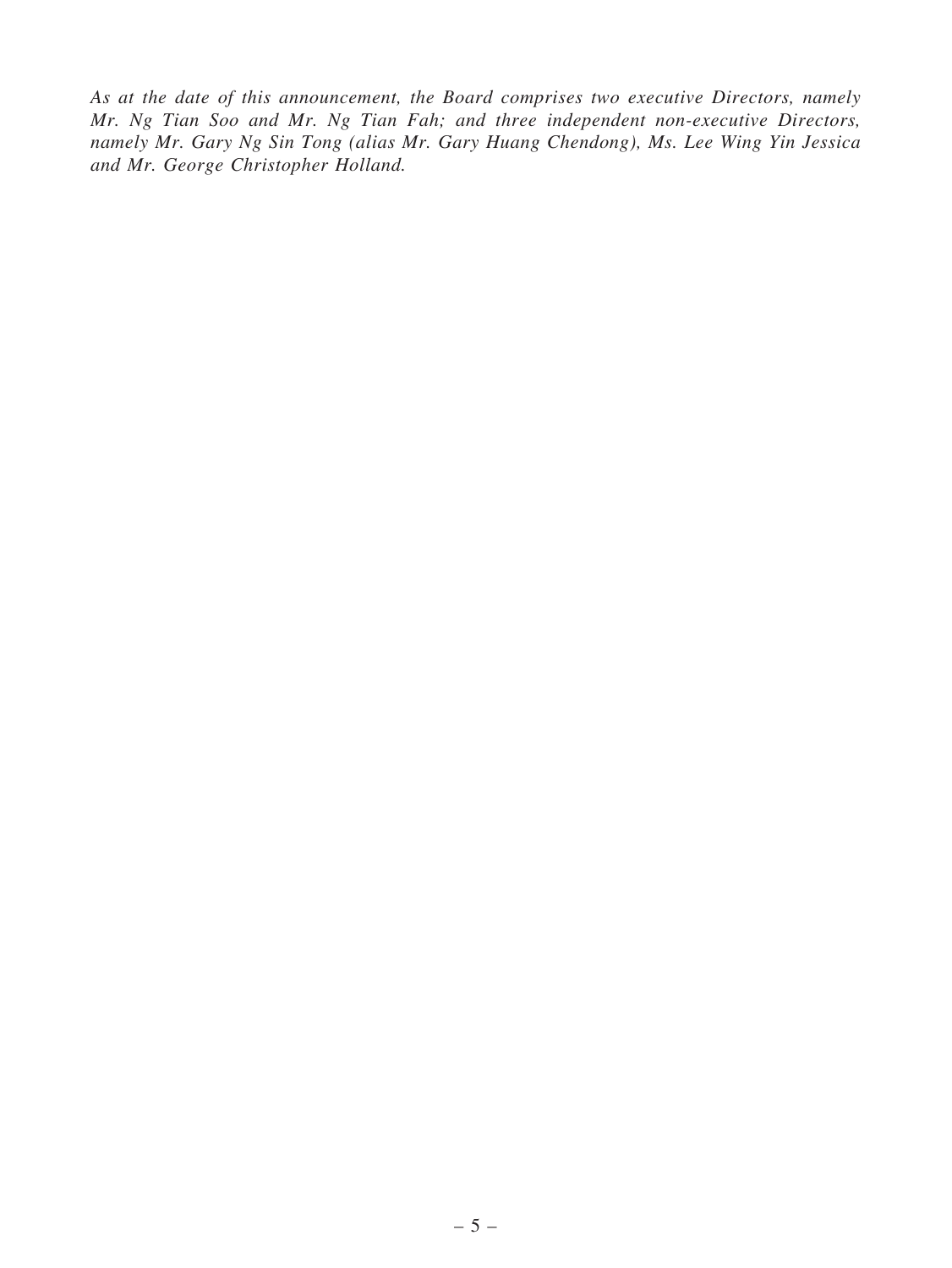*As at the date of this announcement, the Board comprises two executive Directors, namely Mr. Ng Tian Soo and Mr. Ng Tian Fah; and three independent non-executive Directors, namely Mr. Gary Ng Sin Tong (alias Mr. Gary Huang Chendong), Ms. Lee Wing Yin Jessica and Mr. George Christopher Holland.*